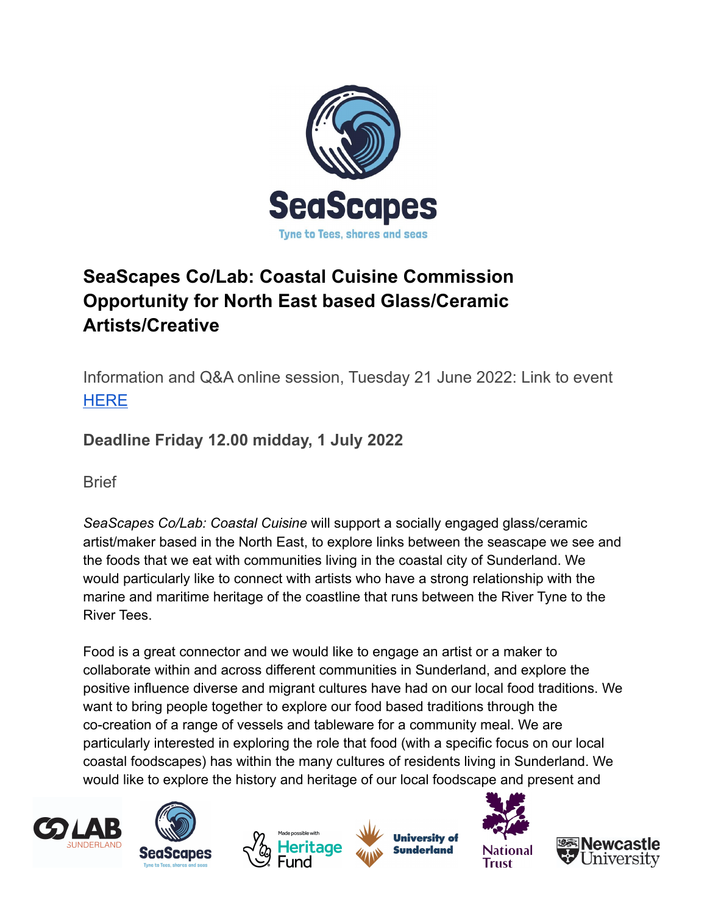# SeaScapes Co/Lab: Coastal Cuisine Commission Opportunity for North East based Glass/Ceramic Artists/Creative

Information and Q&A online session, Tuesday 21 June 2022: Link to event [HERE]

**Deadline Friday 12.00 midday, 1 July 2022**

Brief

*SeaScapes Co/Lab: Coastal Cuisine* will support a socially engaged glass/ceramic artist/maker based in the North East, to explore links between the seascape we see and the foods that we eat with communities living in the coastal city of Sunderland. We would particularly like to connect with artists who have a strong relationship with the marine and maritime heritage of the coastline that runs between the River Tyne to the River Tees.

Food is a great connector and we would like to engage an artist or a maker to collaborate within and across different communities in Sunderland, and explore the positive influence diverse and migrant cultures have had on our local food traditions. We want to bring people together to explore our food based traditions through the co-creation of a range of vessels and tableware for a community meal. We are particularly interested in exploring the role that food (with a specific focus on our local coastal foodscapes) has within the many cultures of residents living in Sunderland. We would like to explore the history and heritage of our local foodscape and present and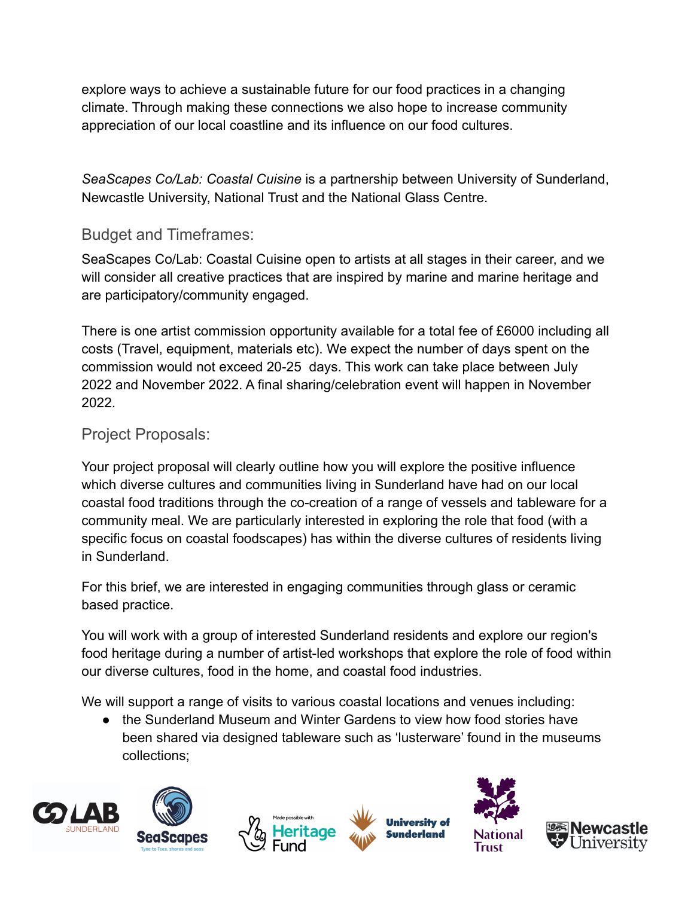explore ways to achieve a sustainable future for our food practices in a changing climate. Through making these connections we also hope to increase community appreciation of our local coastline and its influence on our food cultures.

*SeaScapes Co/Lab: Coastal Cuisine* is a partnership between University of Sunderland, Newcastle University, National Trust and the National Glass Centre.

## Budget and Timeframes:

SeaScapes Co/Lab: Coastal Cuisine open to artists at all stages in their career, and we will consider all creative practices that are inspired by marine and marine heritage and are participatory/community engaged.

There is one artist commission opportunity available for a total fee of £6000 including all costs (Travel, equipment, materials etc). We expect the number of days spent on the commission would not exceed 20-25 days. This work can take place between July 2022 and November 2022. A final sharing/celebration event will happen in November 2022.

## Project Proposals:

Your project proposal will clearly outline how you will explore the positive influence which diverse cultures and communities living in Sunderland have had on our local coastal food traditions through the co-creation of a range of vessels and tableware for a community meal. We are particularly interested in exploring the role that food (with a specific focus on coastal foodscapes) has within the diverse cultures of residents living in Sunderland.

For this brief, we are interested in engaging communities through glass or ceramic based practice.

You will work with a group of interested Sunderland residents and explore our region's food heritage during a number of artist-led workshops that explore the role of food within our diverse cultures, food in the home, and coastal food industries.

We will support a range of visits to various coastal locations and venues including:

- the Sunderland Museum and Winter Gardens to view how food stories have been shared via designed tableware such as 'lusterware' found in the museums collections;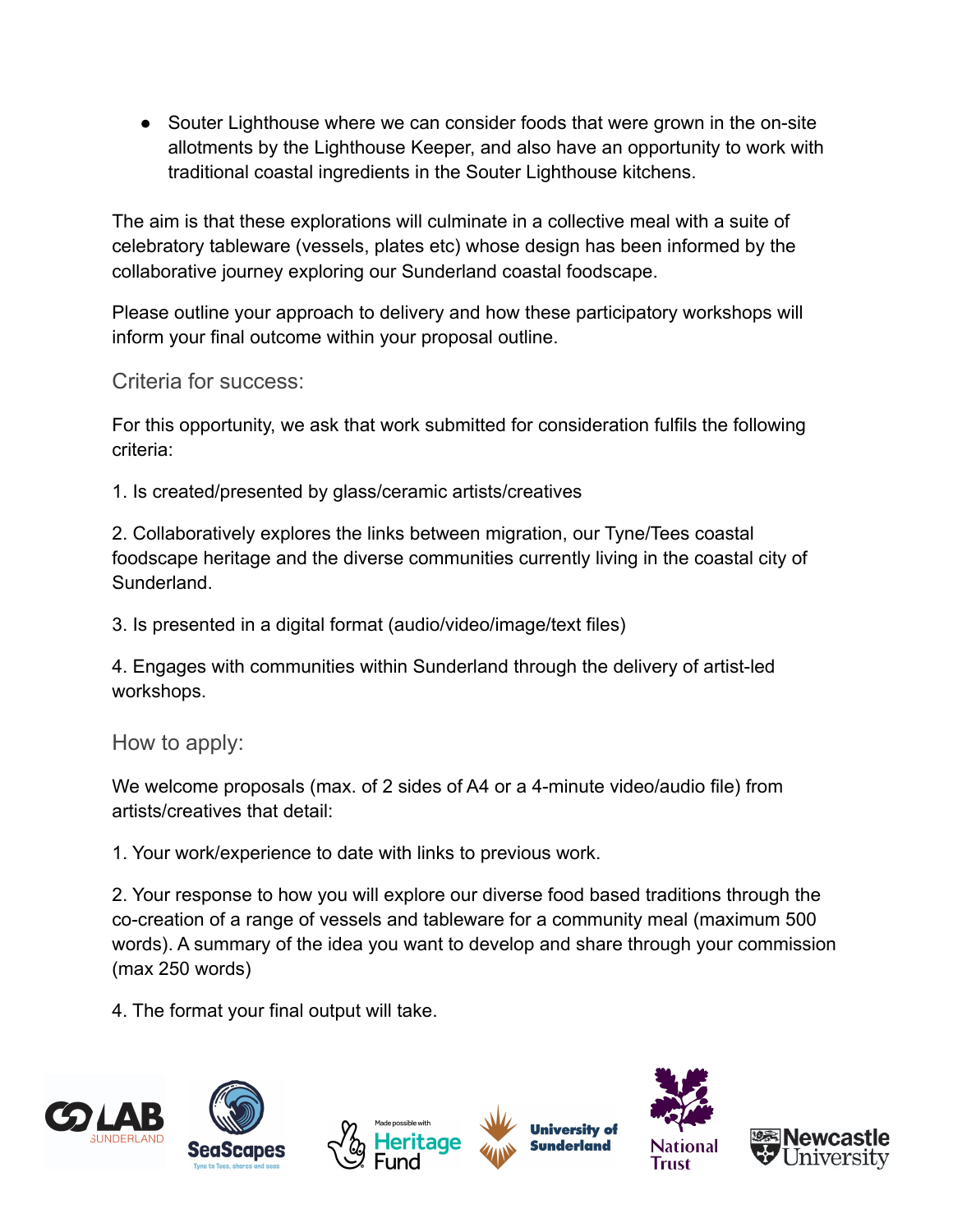- Souter Lighthouse where we can consider foods that were grown in the on-site allotments by the Lighthouse Keeper, and also have an opportunity to work with traditional coastal ingredients in the Souter Lighthouse kitchens.

The aim is that these explorations will culminate in a collective meal with a suite of celebratory tableware (vessels, plates etc) whose design has been informed by the collaborative journey exploring our Sunderland coastal foodscape.

Please outline your approach to delivery and how these participatory workshops will inform your final outcome within your proposal outline.

## Criteria for success:

For this opportunity, we ask that work submitted for consideration fulfils the following criteria:

1. Is created/presented by glass/ceramic artists/creatives

2. Collaboratively explores the links between migration, our Tyne/Tees coastal foodscape heritage and the diverse communities currently living in the coastal city of Sunderland.

3. Is presented in a digital format (audio/video/image/text files)

4. Engages with communities within Sunderland through the delivery of artist-led workshops.

## How to apply:

We welcome proposals (max. of 2 sides of A4 or a 4-minute video/audio file) from artists/creatives that detail:

1. Your work/experience to date with links to previous work.

2. Your response to how you will explore our diverse food based traditions through the co-creation of a range of vessels and tableware for a community meal (maximum 500 words). A summary of the idea you want to develop and share through your commission (max 250 words)

4. The format your final output will take.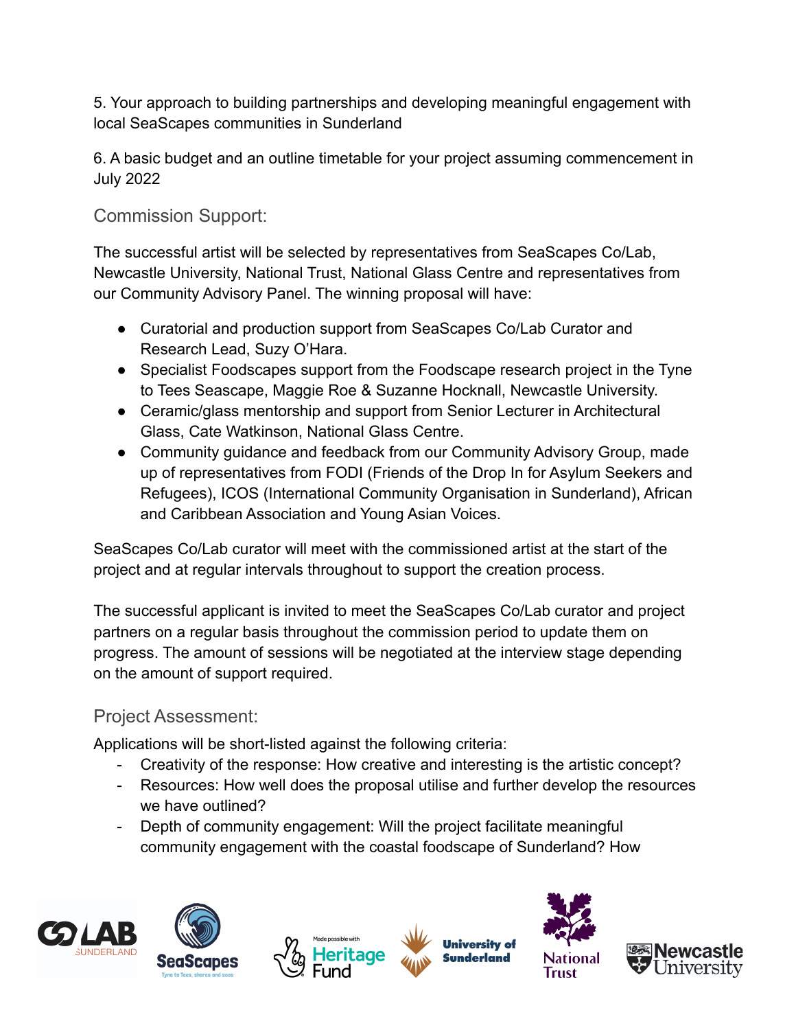5. Your approach to building partnerships and developing meaningful engagement with local SeaScapes communities in Sunderland

6. A basic budget and an outline timetable for your project assuming commencement in July 2022

## Commission Support:

The successful artist will be selected by representatives from SeaScapes Co/Lab, Newcastle University, National Trust, National Glass Centre and representatives from our Community Advisory Panel. The winning proposal will have:

- Curatorial and production support from SeaScapes Co/Lab Curator and Research Lead, Suzy O'Hara.
- Specialist Foodscapes support from the Foodscape research project in the Tyne to Tees Seascape, Maggie Roe & Suzanne Hocknall, Newcastle University.
- Ceramic/glass mentorship and support from Senior Lecturer in Architectural Glass, Cate Watkinson, National Glass Centre.
- Community guidance and feedback from our Community Advisory Group, made up of representatives from FODI (Friends of the Drop In for Asylum Seekers and Refugees), ICOS (International Community Organisation in Sunderland), African and Caribbean Association and Young Asian Voices.

SeaScapes Co/Lab curator will meet with the commissioned artist at the start of the project and at regular intervals throughout to support the creation process.

The successful applicant is invited to meet the SeaScapes Co/Lab curator and project partners on a regular basis throughout the commission period to update them on progress. The amount of sessions will be negotiated at the interview stage depending on the amount of support required.

## Project Assessment:

Applications will be short-listed against the following criteria:

- Creativity of the response: How creative and interesting is the artistic concept?
- Resources: How well does the proposal utilise and further develop the resources we have outlined?
- Depth of community engagement: Will the project facilitate meaningful community engagement with the coastal foodscape of Sunderland? How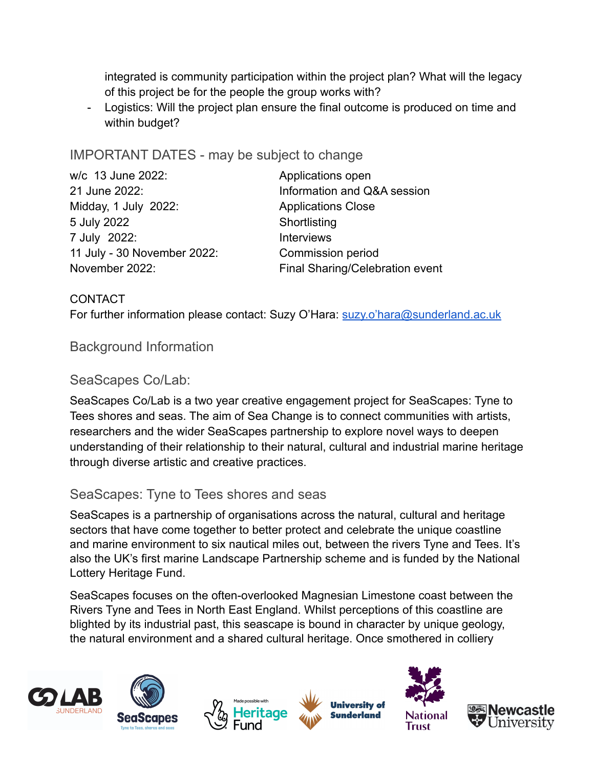integrated is community participation within the project plan? What will the legacy of this project be for the people the group works with?

- Logistics: Will the project plan ensure the final outcome is produced on time and within budget?

## IMPORTANT DATES - may be subject to change

| | |
|---|---|
| w/c 13 June 2022: | Applications open |
| 21 June 2022: | Information and Q&A session |
| Midday, 1 July 2022: | Applications Close |
| 5 July 2022 | Shortlisting |
| 7 July 2022: | Interviews |
| 11 July - 30 November 2022: | Commission period |
| November 2022: | Final Sharing/Celebration event |

CONTACT

For further information please contact: Suzy O'Hara: suzy.o'hara@sunderland.ac.uk

## Background Information

### SeaScapes Co/Lab:

SeaScapes Co/Lab is a two year creative engagement project for SeaScapes: Tyne to Tees shores and seas. The aim of Sea Change is to connect communities with artists, researchers and the wider SeaScapes partnership to explore novel ways to deepen understanding of their relationship to their natural, cultural and industrial marine heritage through diverse artistic and creative practices.

### SeaScapes: Tyne to Tees shores and seas

SeaScapes is a partnership of organisations across the natural, cultural and heritage sectors that have come together to better protect and celebrate the unique coastline and marine environment to six nautical miles out, between the rivers Tyne and Tees. It's also the UK's first marine Landscape Partnership scheme and is funded by the National Lottery Heritage Fund.

SeaScapes focuses on the often-overlooked Magnesian Limestone coast between the Rivers Tyne and Tees in North East England. Whilst perceptions of this coastline are blighted by its industrial past, this seascape is bound in character by unique geology, the natural environment and a shared cultural heritage. Once smothered in colliery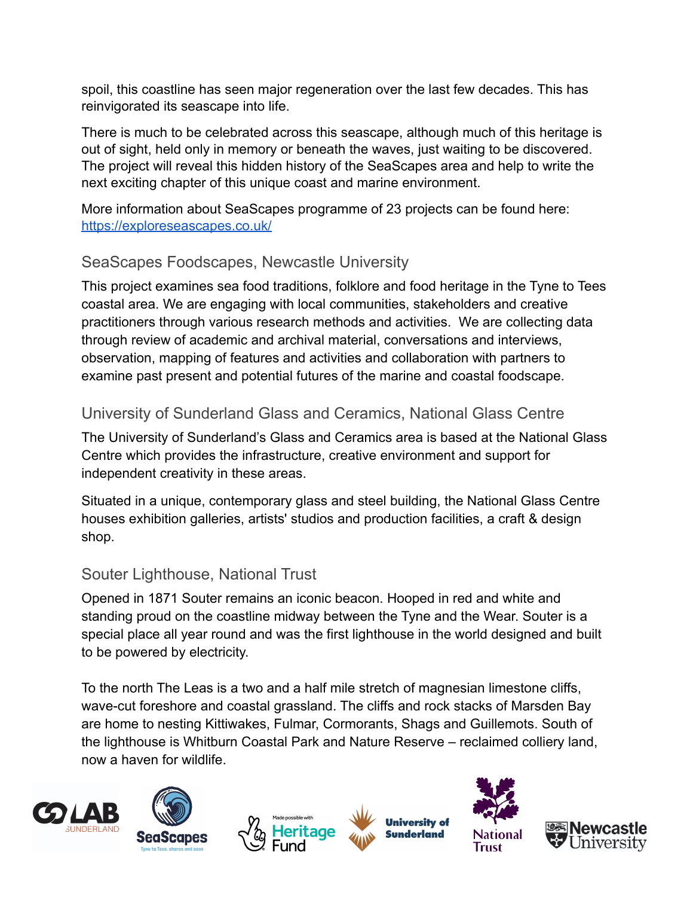spoil, this coastline has seen major regeneration over the last few decades. This has reinvigorated its seascape into life.

There is much to be celebrated across this seascape, although much of this heritage is out of sight, held only in memory or beneath the waves, just waiting to be discovered. The project will reveal this hidden history of the SeaScapes area and help to write the next exciting chapter of this unique coast and marine environment.

More information about SeaScapes programme of 23 projects can be found here: [https://exploreseascapes.co.uk/](https://exploreseascapes.co.uk/)

### SeaScapes Foodscapes, Newcastle University

This project examines sea food traditions, folklore and food heritage in the Tyne to Tees coastal area. We are engaging with local communities, stakeholders and creative practitioners through various research methods and activities. We are collecting data through review of academic and archival material, conversations and interviews, observation, mapping of features and activities and collaboration with partners to examine past present and potential futures of the marine and coastal foodscape.

### University of Sunderland Glass and Ceramics, National Glass Centre

The University of Sunderland's Glass and Ceramics area is based at the National Glass Centre which provides the infrastructure, creative environment and support for independent creativity in these areas.

Situated in a unique, contemporary glass and steel building, the National Glass Centre houses exhibition galleries, artists' studios and production facilities, a craft & design shop.

### Souter Lighthouse, National Trust

Opened in 1871 Souter remains an iconic beacon. Hooped in red and white and standing proud on the coastline midway between the Tyne and the Wear. Souter is a special place all year round and was the first lighthouse in the world designed and built to be powered by electricity.

To the north The Leas is a two and a half mile stretch of magnesian limestone cliffs, wave-cut foreshore and coastal grassland. The cliffs and rock stacks of Marsden Bay are home to nesting Kittiwakes, Fulmar, Cormorants, Shags and Guillemots. South of the lighthouse is Whitburn Coastal Park and Nature Reserve – reclaimed colliery land, now a haven for wildlife.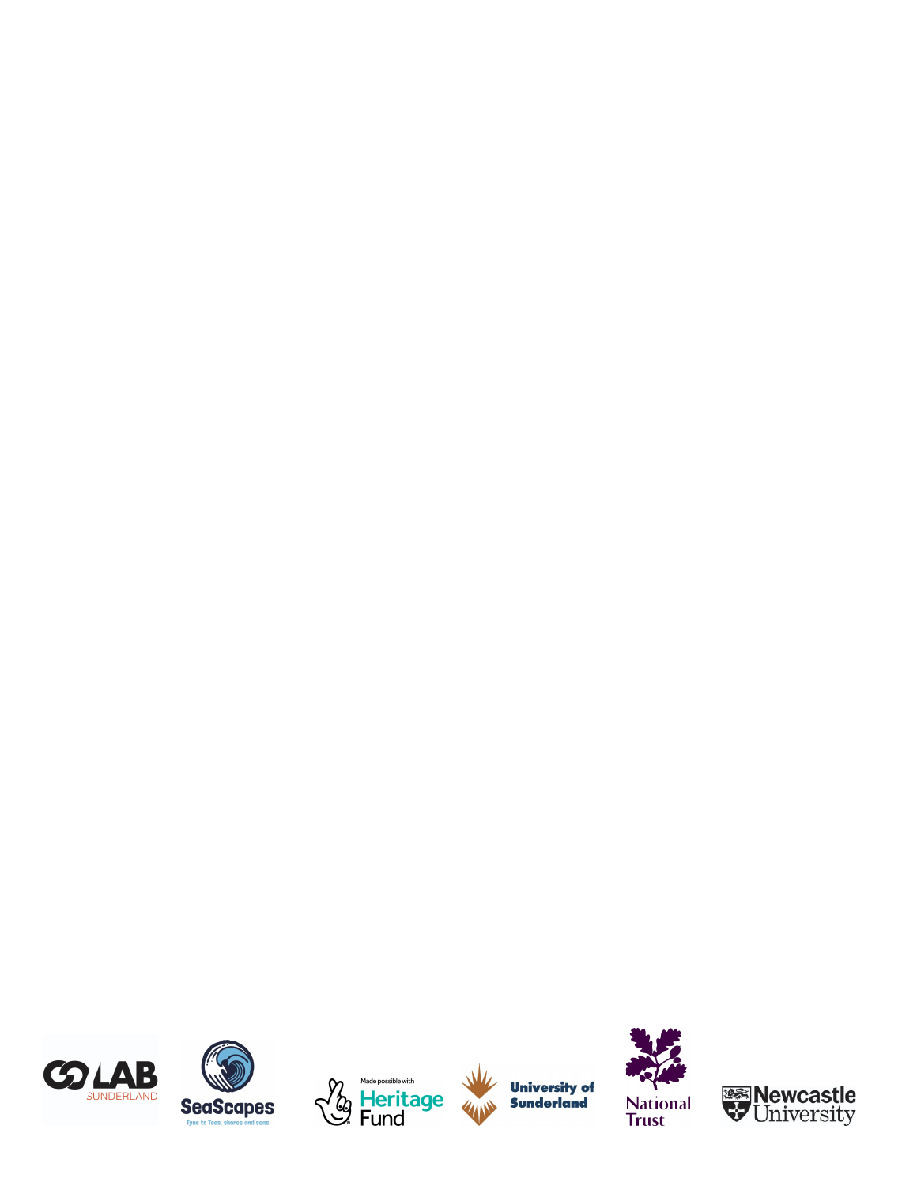GO LAB SUNDERLAND

SeaScapes
Tyne to Tees, shores and seas

Made possible with Heritage Fund

University of Sunderland

National Trust

Newcastle University